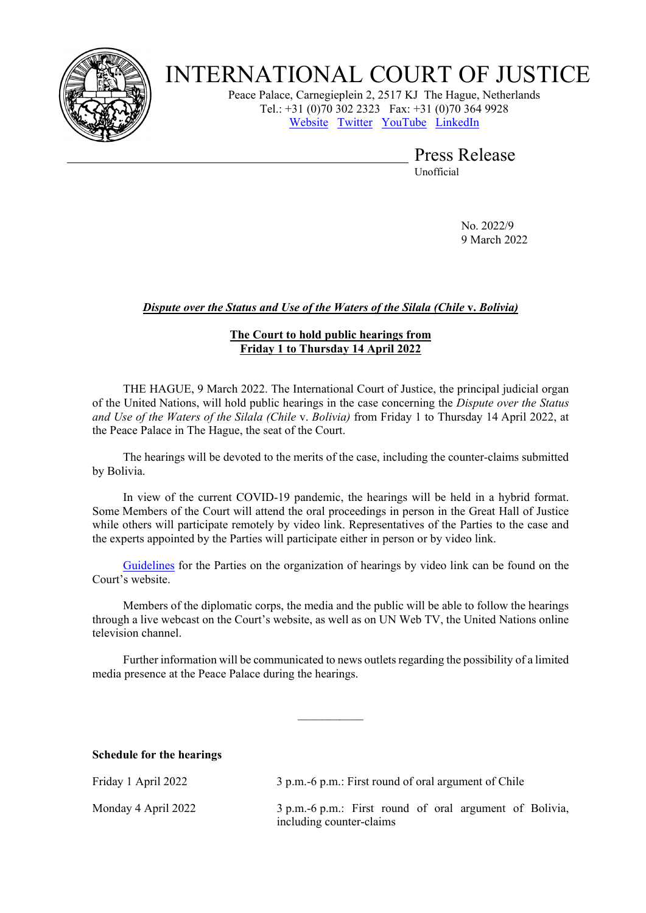# INTERNATIONAL COURT OF JUSTICE

Peace Palace, Carnegieplein 2, 2517 KJ The Hague, Netherlands
Tel.: +31 (0)70 302 2323 Fax: +31 (0)70 364 9928
[Website](#) [Twitter](#) [YouTube](#) [LinkedIn](#)

## Press Release

Unofficial

No. 2022/9
9 March 2022

***Dispute over the Status and Use of the Waters of the Silala (Chile* v. *Bolivia)***

**The Court to hold public hearings from Friday 1 to Thursday 14 April 2022**

THE HAGUE, 9 March 2022. The International Court of Justice, the principal judicial organ of the United Nations, will hold public hearings in the case concerning the *Dispute over the Status and Use of the Waters of the Silala (Chile* v. *Bolivia)* from Friday 1 to Thursday 14 April 2022, at the Peace Palace in The Hague, the seat of the Court.

The hearings will be devoted to the merits of the case, including the counter-claims submitted by Bolivia.

In view of the current COVID-19 pandemic, the hearings will be held in a hybrid format. Some Members of the Court will attend the oral proceedings in person in the Great Hall of Justice while others will participate remotely by video link. Representatives of the Parties to the case and the experts appointed by the Parties will participate either in person or by video link.

[Guidelines](#) for the Parties on the organization of hearings by video link can be found on the Court's website.

Members of the diplomatic corps, the media and the public will be able to follow the hearings through a live webcast on the Court's website, as well as on UN Web TV, the United Nations online television channel.

Further information will be communicated to news outlets regarding the possibility of a limited media presence at the Peace Palace during the hearings.

---

**Schedule for the hearings**

| | |
|---|---|
| Friday 1 April 2022 | 3 p.m.-6 p.m.: First round of oral argument of Chile |
| Monday 4 April 2022 | 3 p.m.-6 p.m.: First round of oral argument of Bolivia, including counter-claims |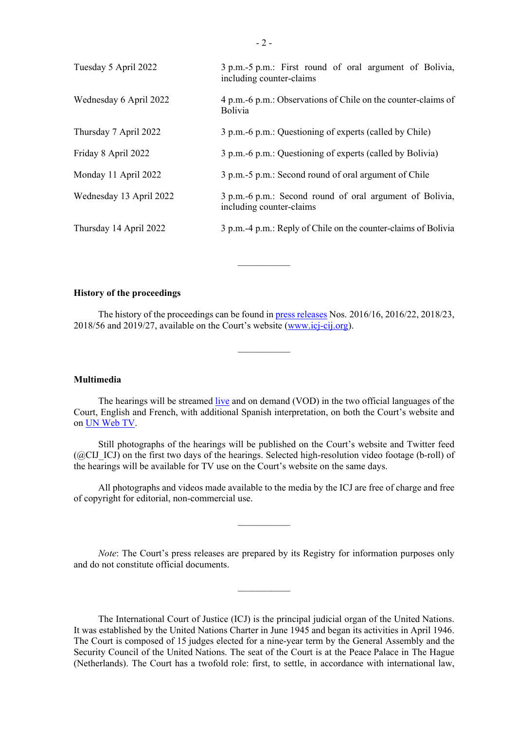| | |
|---|---|
| Tuesday 5 April 2022 | 3 p.m.-5 p.m.: First round of oral argument of Bolivia, including counter-claims |
| Wednesday 6 April 2022 | 4 p.m.-6 p.m.: Observations of Chile on the counter-claims of Bolivia |
| Thursday 7 April 2022 | 3 p.m.-6 p.m.: Questioning of experts (called by Chile) |
| Friday 8 April 2022 | 3 p.m.-6 p.m.: Questioning of experts (called by Bolivia) |
| Monday 11 April 2022 | 3 p.m.-5 p.m.: Second round of oral argument of Chile |
| Wednesday 13 April 2022 | 3 p.m.-6 p.m.: Second round of oral argument of Bolivia, including counter-claims |
| Thursday 14 April 2022 | 3 p.m.-4 p.m.: Reply of Chile on the counter-claims of Bolivia |

___________

**History of the proceedings**

The history of the proceedings can be found in press releases Nos. 2016/16, 2016/22, 2018/23, 2018/56 and 2019/27, available on the Court's website (www.icj-cij.org).

___________

**Multimedia**

The hearings will be streamed live and on demand (VOD) in the two official languages of the Court, English and French, with additional Spanish interpretation, on both the Court's website and on UN Web TV.

Still photographs of the hearings will be published on the Court's website and Twitter feed (@CIJ_ICJ) on the first two days of the hearings. Selected high-resolution video footage (b-roll) of the hearings will be available for TV use on the Court's website on the same days.

All photographs and videos made available to the media by the ICJ are free of charge and free of copyright for editorial, non-commercial use.

___________

*Note*: The Court's press releases are prepared by its Registry for information purposes only and do not constitute official documents.

___________

The International Court of Justice (ICJ) is the principal judicial organ of the United Nations. It was established by the United Nations Charter in June 1945 and began its activities in April 1946. The Court is composed of 15 judges elected for a nine-year term by the General Assembly and the Security Council of the United Nations. The seat of the Court is at the Peace Palace in The Hague (Netherlands). The Court has a twofold role: first, to settle, in accordance with international law,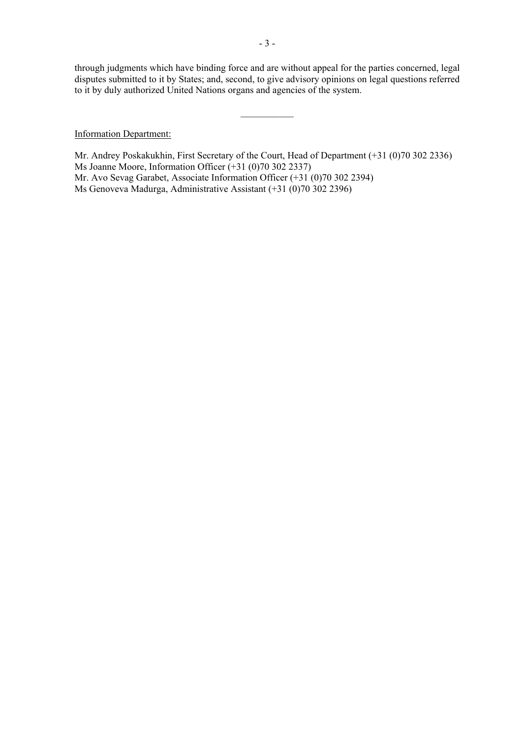through judgments which have binding force and are without appeal for the parties concerned, legal disputes submitted to it by States; and, second, to give advisory opinions on legal questions referred to it by duly authorized United Nations organs and agencies of the system.

---

Information Department:

Mr. Andrey Poskakukhin, First Secretary of the Court, Head of Department (+31 (0)70 302 2336)
Ms Joanne Moore, Information Officer (+31 (0)70 302 2337)
Mr. Avo Sevag Garabet, Associate Information Officer (+31 (0)70 302 2394)
Ms Genoveva Madurga, Administrative Assistant (+31 (0)70 302 2396)